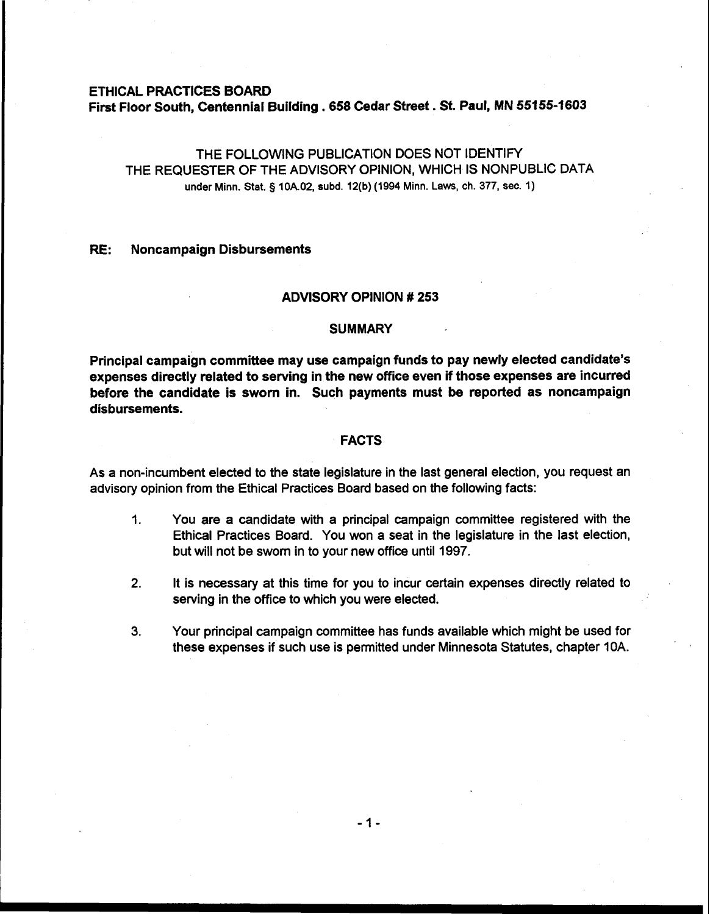**ETHICAL PRACTICES BOARD**
**First Floor South, Centennial Building . 658 Cedar Street . St. Paul, MN 55155-1603**

THE FOLLOWING PUBLICATION DOES NOT IDENTIFY
THE REQUESTER OF THE ADVISORY OPINION, WHICH IS NONPUBLIC DATA
under Minn. Stat. § 10A.02, subd. 12(b) (1994 Minn. Laws, ch. 377, sec. 1)

**RE: Noncampaign Disbursements**

## ADVISORY OPINION # 253

### SUMMARY

**Principal campaign committee may use campaign funds to pay newly elected candidate's expenses directly related to serving in the new office even if those expenses are incurred before the candidate is sworn in. Such payments must be reported as noncampaign disbursements.**

### FACTS

As a non-incumbent elected to the state legislature in the last general election, you request an advisory opinion from the Ethical Practices Board based on the following facts:

1. You are a candidate with a principal campaign committee registered with the Ethical Practices Board. You won a seat in the legislature in the last election, but will not be sworn in to your new office until 1997.

2. It is necessary at this time for you to incur certain expenses directly related to serving in the office to which you were elected.

3. Your principal campaign committee has funds available which might be used for these expenses if such use is permitted under Minnesota Statutes, chapter 10A.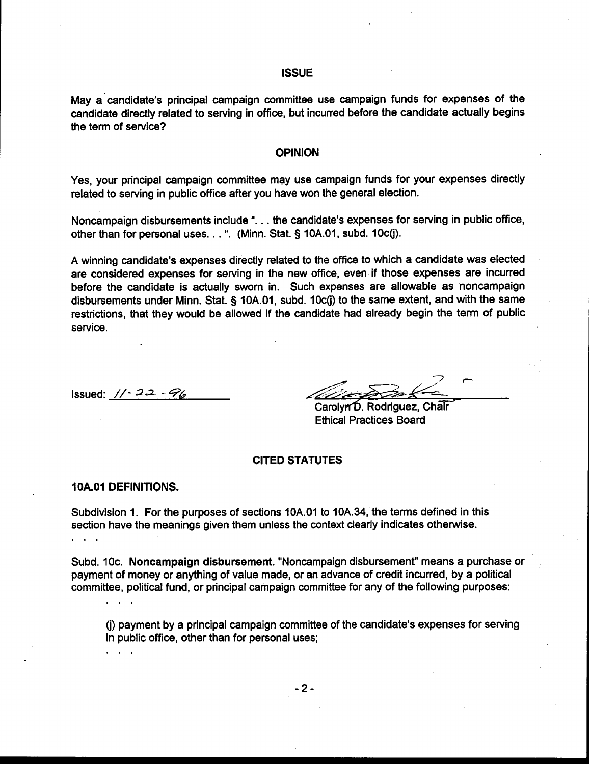## ISSUE

May a candidate's principal campaign committee use campaign funds for expenses of the candidate directly related to serving in office, but incurred before the candidate actually begins the term of service?

## OPINION

Yes, your principal campaign committee may use campaign funds for your expenses directly related to serving in public office after you have won the general election.

Noncampaign disbursements include ". . . the candidate's expenses for serving in public office, other than for personal uses. . . ". (Minn. Stat. § 10A.01, subd. 10c(j).

A winning candidate's expenses directly related to the office to which a candidate was elected are considered expenses for serving in the new office, even if those expenses are incurred before the candidate is actually sworn in. Such expenses are allowable as noncampaign disbursements under Minn. Stat. § 10A.01, subd. 10c(j) to the same extent, and with the same restrictions, that they would be allowed if the candidate had already begin the term of public service.

Issued: 11-22-96

Carolyn D. Rodriguez, Chair
Ethical Practices Board

## CITED STATUTES

### 10A.01 DEFINITIONS.

Subdivision 1. For the purposes of sections 10A.01 to 10A.34, the terms defined in this section have the meanings given them unless the context clearly indicates otherwise.

. . .

Subd. 10c. **Noncampaign disbursement.** "Noncampaign disbursement" means a purchase or payment of money or anything of value made, or an advance of credit incurred, by a political committee, political fund, or principal campaign committee for any of the following purposes:

. . .

(j) payment by a principal campaign committee of the candidate's expenses for serving in public office, other than for personal uses;

. . .